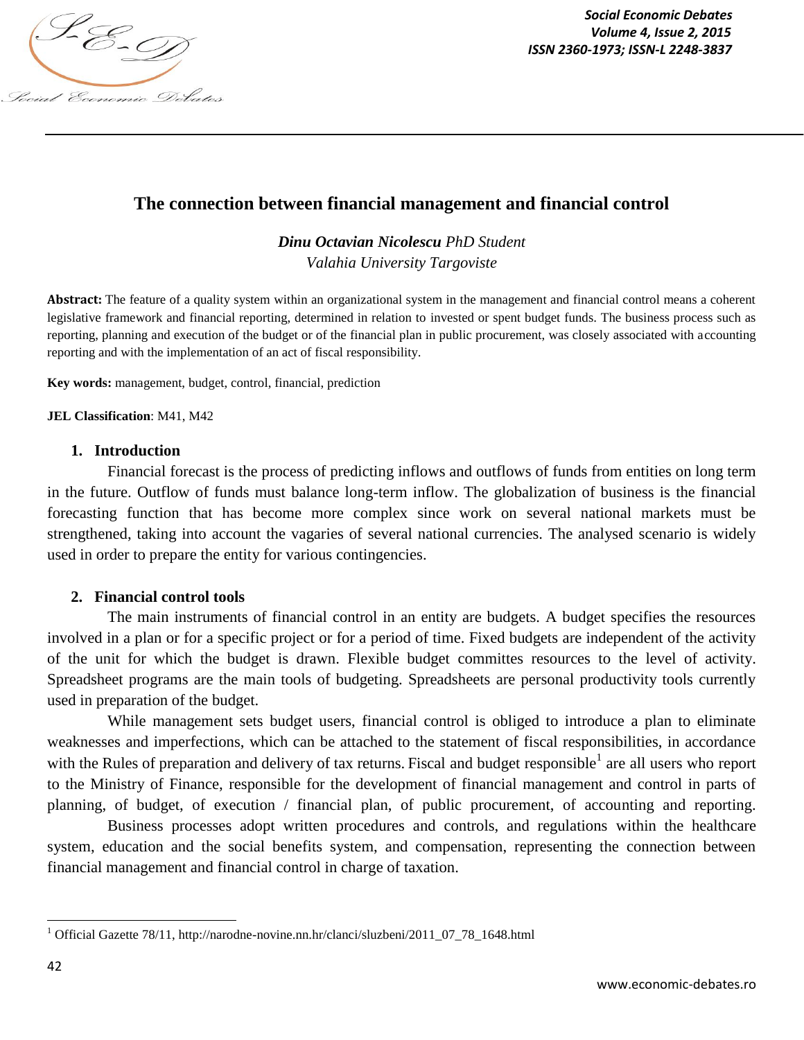# The connection between financial management and financial control

***Dinu Octavian Nicolescu** PhD Student*
*Valahia University Targoviste*

**Abstract:** The feature of a quality system within an organizational system in the management and financial control means a coherent legislative framework and financial reporting, determined in relation to invested or spent budget funds. The business process such as reporting, planning and execution of the budget or of the financial plan in public procurement, was closely associated with accounting reporting and with the implementation of an act of fiscal responsibility.

**Key words:** management, budget, control, financial, prediction

**JEL Classification**: M41, M42

## 1. Introduction

Financial forecast is the process of predicting inflows and outflows of funds from entities on long term in the future. Outflow of funds must balance long-term inflow. The globalization of business is the financial forecasting function that has become more complex since work on several national markets must be strengthened, taking into account the vagaries of several national currencies. The analysed scenario is widely used in order to prepare the entity for various contingencies.

## 2. Financial control tools

The main instruments of financial control in an entity are budgets. A budget specifies the resources involved in a plan or for a specific project or for a period of time. Fixed budgets are independent of the activity of the unit for which the budget is drawn. Flexible budget committes resources to the level of activity. Spreadsheet programs are the main tools of budgeting. Spreadsheets are personal productivity tools currently used in preparation of the budget.

While management sets budget users, financial control is obliged to introduce a plan to eliminate weaknesses and imperfections, which can be attached to the statement of fiscal responsibilities, in accordance with the Rules of preparation and delivery of tax returns. Fiscal and budget responsible[1] are all users who report to the Ministry of Finance, responsible for the development of financial management and control in parts of planning, of budget, of execution / financial plan, of public procurement, of accounting and reporting.

Business processes adopt written procedures and controls, and regulations within the healthcare system, education and the social benefits system, and compensation, representing the connection between financial management and financial control in charge of taxation.

---

[1] Official Gazette 78/11, http://narodne-novine.nn.hr/clanci/sluzbeni/2011_07_78_1648.html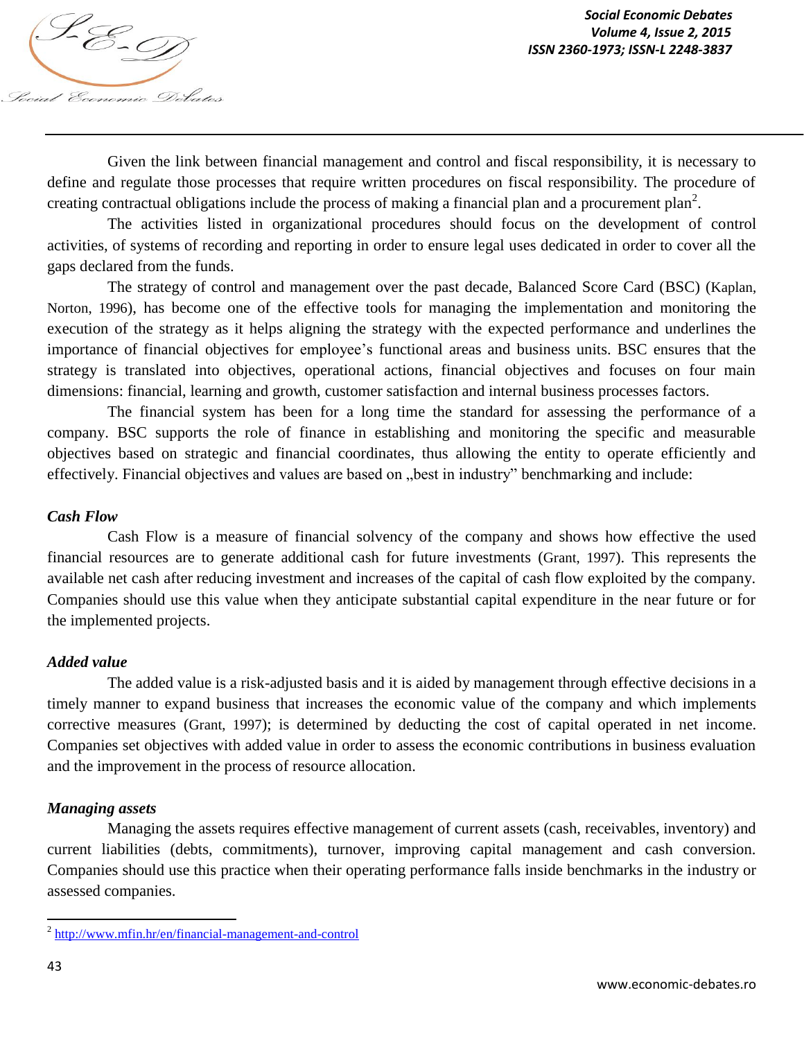Given the link between financial management and control and fiscal responsibility, it is necessary to define and regulate those processes that require written procedures on fiscal responsibility. The procedure of creating contractual obligations include the process of making a financial plan and a procurement plan[2].

The activities listed in organizational procedures should focus on the development of control activities, of systems of recording and reporting in order to ensure legal uses dedicated in order to cover all the gaps declared from the funds.

The strategy of control and management over the past decade, Balanced Score Card (BSC) (Kaplan, Norton, 1996), has become one of the effective tools for managing the implementation and monitoring the execution of the strategy as it helps aligning the strategy with the expected performance and underlines the importance of financial objectives for employee's functional areas and business units. BSC ensures that the strategy is translated into objectives, operational actions, financial objectives and focuses on four main dimensions: financial, learning and growth, customer satisfaction and internal business processes factors.

The financial system has been for a long time the standard for assessing the performance of a company. BSC supports the role of finance in establishing and monitoring the specific and measurable objectives based on strategic and financial coordinates, thus allowing the entity to operate efficiently and effectively. Financial objectives and values are based on „best in industry" benchmarking and include:

***Cash Flow***

Cash Flow is a measure of financial solvency of the company and shows how effective the used financial resources are to generate additional cash for future investments (Grant, 1997). This represents the available net cash after reducing investment and increases of the capital of cash flow exploited by the company. Companies should use this value when they anticipate substantial capital expenditure in the near future or for the implemented projects.

***Added value***

The added value is a risk-adjusted basis and it is aided by management through effective decisions in a timely manner to expand business that increases the economic value of the company and which implements corrective measures (Grant, 1997); is determined by deducting the cost of capital operated in net income. Companies set objectives with added value in order to assess the economic contributions in business evaluation and the improvement in the process of resource allocation.

***Managing assets***

Managing the assets requires effective management of current assets (cash, receivables, inventory) and current liabilities (debts, commitments), turnover, improving capital management and cash conversion. Companies should use this practice when their operating performance falls inside benchmarks in the industry or assessed companies.

---

[2] http://www.mfin.hr/en/financial-management-and-control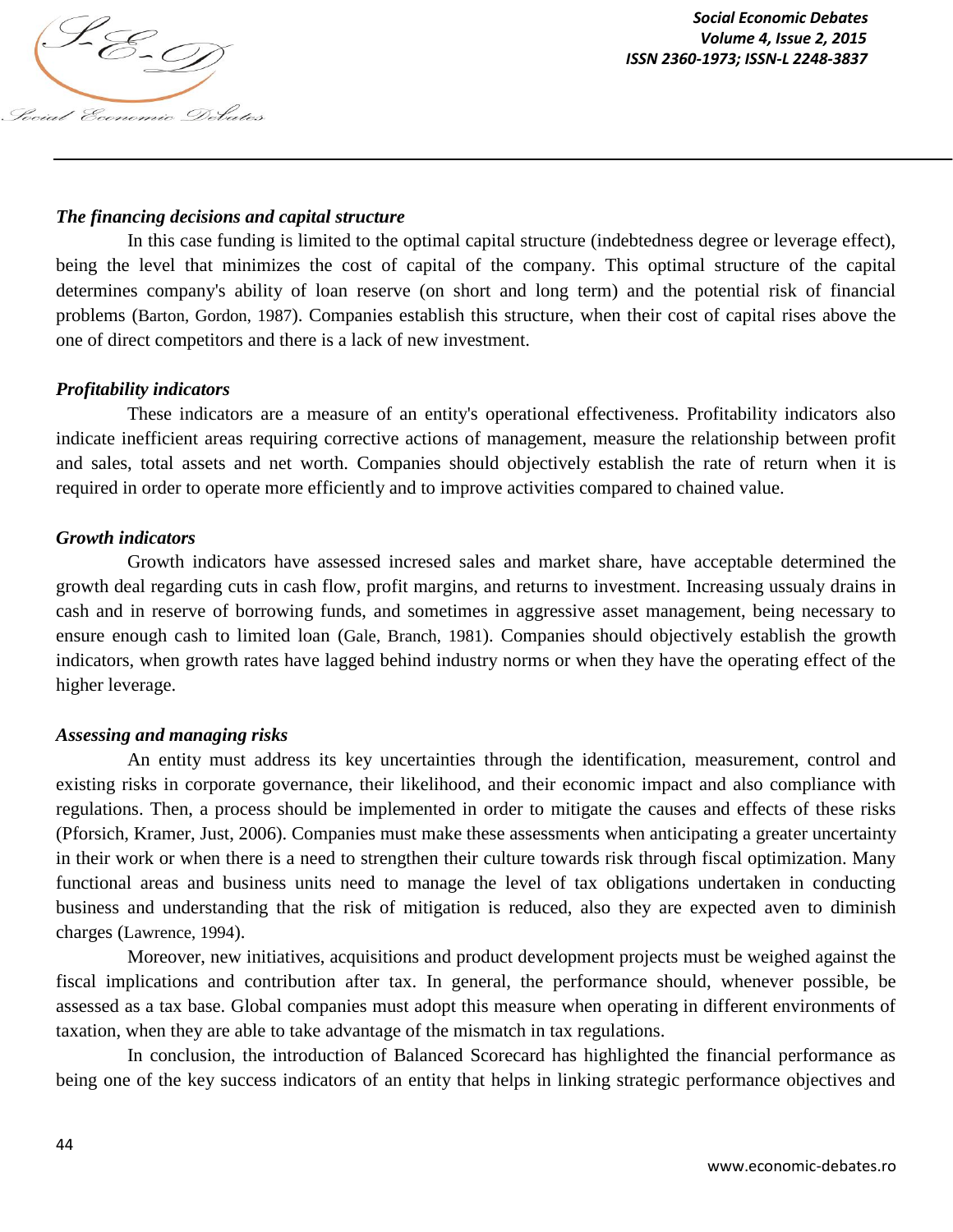***The financing decisions and capital structure***

In this case funding is limited to the optimal capital structure (indebtedness degree or leverage effect), being the level that minimizes the cost of capital of the company. This optimal structure of the capital determines company's ability of loan reserve (on short and long term) and the potential risk of financial problems (Barton, Gordon, 1987). Companies establish this structure, when their cost of capital rises above the one of direct competitors and there is a lack of new investment.

***Profitability indicators***

These indicators are a measure of an entity's operational effectiveness. Profitability indicators also indicate inefficient areas requiring corrective actions of management, measure the relationship between profit and sales, total assets and net worth. Companies should objectively establish the rate of return when it is required in order to operate more efficiently and to improve activities compared to chained value.

***Growth indicators***

Growth indicators have assessed incresed sales and market share, have acceptable determined the growth deal regarding cuts in cash flow, profit margins, and returns to investment. Increasing ussualy drains in cash and in reserve of borrowing funds, and sometimes in aggressive asset management, being necessary to ensure enough cash to limited loan (Gale, Branch, 1981). Companies should objectively establish the growth indicators, when growth rates have lagged behind industry norms or when they have the operating effect of the higher leverage.

***Assessing and managing risks***

An entity must address its key uncertainties through the identification, measurement, control and existing risks in corporate governance, their likelihood, and their economic impact and also compliance with regulations. Then, a process should be implemented in order to mitigate the causes and effects of these risks (Pforsich, Kramer, Just, 2006). Companies must make these assessments when anticipating a greater uncertainty in their work or when there is a need to strengthen their culture towards risk through fiscal optimization. Many functional areas and business units need to manage the level of tax obligations undertaken in conducting business and understanding that the risk of mitigation is reduced, also they are expected aven to diminish charges (Lawrence, 1994).

Moreover, new initiatives, acquisitions and product development projects must be weighed against the fiscal implications and contribution after tax. In general, the performance should, whenever possible, be assessed as a tax base. Global companies must adopt this measure when operating in different environments of taxation, when they are able to take advantage of the mismatch in tax regulations.

In conclusion, the introduction of Balanced Scorecard has highlighted the financial performance as being one of the key success indicators of an entity that helps in linking strategic performance objectives and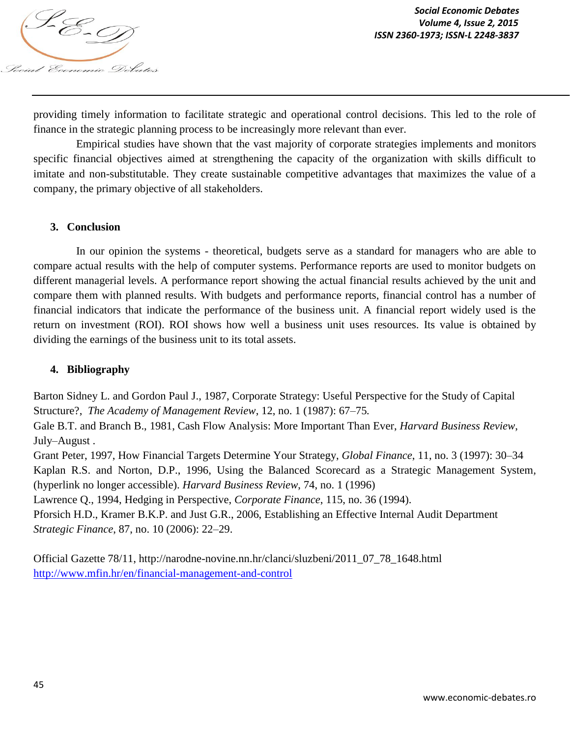providing timely information to facilitate strategic and operational control decisions. This led to the role of finance in the strategic planning process to be increasingly more relevant than ever.

Empirical studies have shown that the vast majority of corporate strategies implements and monitors specific financial objectives aimed at strengthening the capacity of the organization with skills difficult to imitate and non-substitutable. They create sustainable competitive advantages that maximizes the value of a company, the primary objective of all stakeholders.

## 3. Conclusion

In our opinion the systems - theoretical, budgets serve as a standard for managers who are able to compare actual results with the help of computer systems. Performance reports are used to monitor budgets on different managerial levels. A performance report showing the actual financial results achieved by the unit and compare them with planned results. With budgets and performance reports, financial control has a number of financial indicators that indicate the performance of the business unit. A financial report widely used is the return on investment (ROI). ROI shows how well a business unit uses resources. Its value is obtained by dividing the earnings of the business unit to its total assets.

## 4. Bibliography

Barton Sidney L. and Gordon Paul J., 1987, Corporate Strategy: Useful Perspective for the Study of Capital Structure?, *The Academy of Management Review*, 12, no. 1 (1987): 67–75.

Gale B.T. and Branch B., 1981, Cash Flow Analysis: More Important Than Ever, *Harvard Business Review*, July–August .

Grant Peter, 1997, How Financial Targets Determine Your Strategy, *Global Finance*, 11, no. 3 (1997): 30–34

Kaplan R.S. and Norton, D.P., 1996, Using the Balanced Scorecard as a Strategic Management System, (hyperlink no longer accessible). *Harvard Business Review*, 74, no. 1 (1996)

Lawrence Q., 1994, Hedging in Perspective, *Corporate Finance*, 115, no. 36 (1994).

Pforsich H.D., Kramer B.K.P. and Just G.R., 2006, Establishing an Effective Internal Audit Department *Strategic Finance*, 87, no. 10 (2006): 22–29.

Official Gazette 78/11, http://narodne-novine.nn.hr/clanci/sluzbeni/2011_07_78_1648.html

http://www.mfin.hr/en/financial-management-and-control